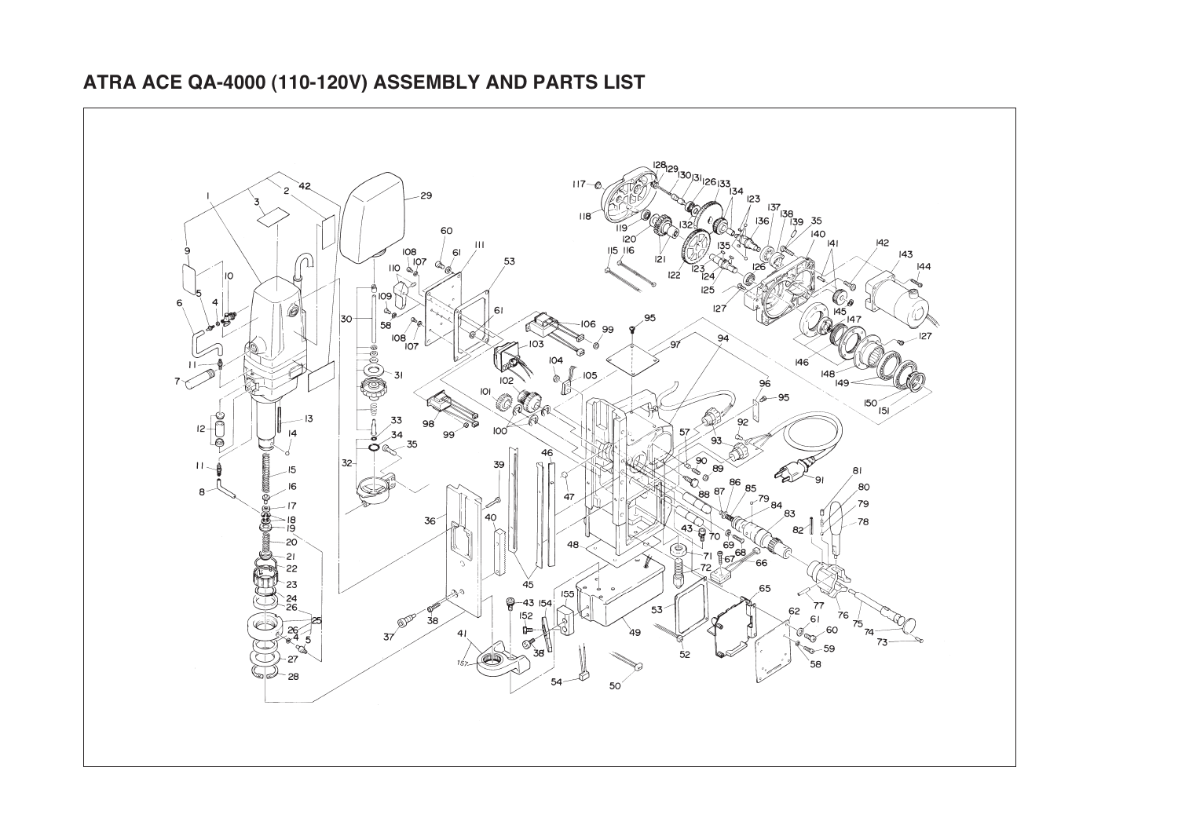# ATRA ACE QA-4000 (110-120V) ASSEMBLY AND PARTS LIST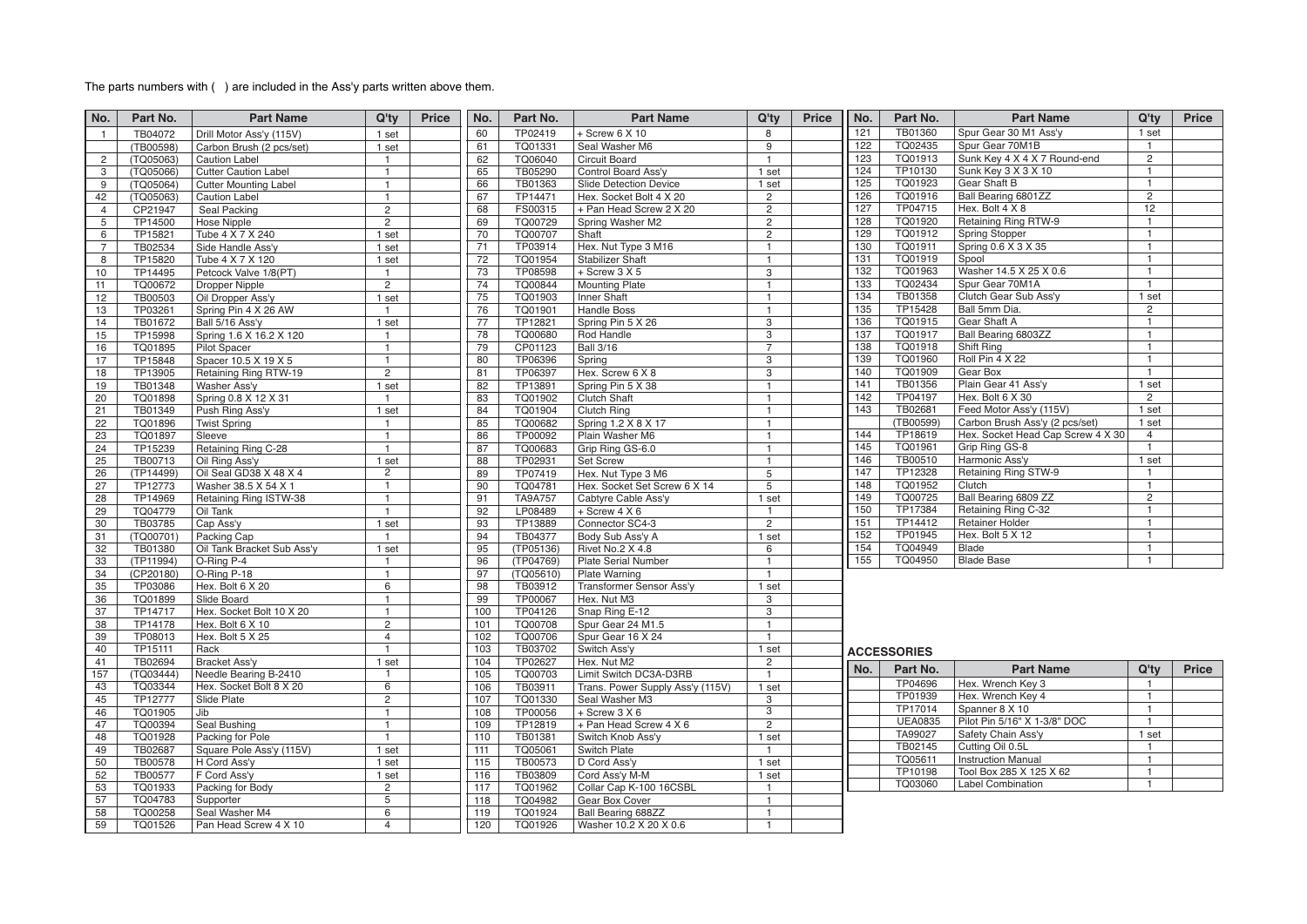The parts numbers with ( ) are included in the Ass'y parts written above them.

| No. | Part No. | Part Name | Q'ty | Price |
|---|---|---|---|---|
| 1 | TB04072 | Drill Motor Ass'y (115V) | 1 set | |
| | (TB00598) | Carbon Brush (2 pcs/set) | 1 set | |
| 2 | (TQ05063) | Caution Label | 1 | |
| 3 | (TQ05066) | Cutter Caution Label | 1 | |
| 9 | (TQ05064) | Cutter Mounting Label | 1 | |
| 42 | (TQ05063) | Caution Label | 1 | |
| 4 | CP21947 | Seal Packing | 2 | |
| 5 | TP14500 | Hose Nipple | 2 | |
| 6 | TP15821 | Tube 4 X 7 X 240 | 1 set | |
| 7 | TB02534 | Side Handle Ass'y | 1 set | |
| 8 | TP15820 | Tube 4 X 7 X 120 | 1 set | |
| 10 | TP14495 | Petcock Valve 1/8(PT) | 1 | |
| 11 | TQ00672 | Dropper Nipple | 2 | |
| 12 | TB00503 | Oil Dropper Ass'y | 1 set | |
| 13 | TP03261 | Spring Pin 4 X 26 AW | 1 | |
| 14 | TB01672 | Ball 5/16 Ass'y | 1 set | |
| 15 | TP15998 | Spring 1.6 X 16.2 X 120 | 1 | |
| 16 | TQ01895 | Pilot Spacer | 1 | |
| 17 | TP15848 | Spacer 10.5 X 19 X 5 | 1 | |
| 18 | TP13905 | Retaining Ring RTW-19 | 2 | |
| 19 | TB01348 | Washer Ass'y | 1 set | |
| 20 | TQ01898 | Spring 0.8 X 12 X 31 | 1 | |
| 21 | TB01349 | Push Ring Ass'y | 1 set | |
| 22 | TQ01896 | Twist Spring | 1 | |
| 23 | TQ01897 | Sleeve | 1 | |
| 24 | TP15239 | Retaining Ring C-28 | 1 | |
| 25 | TB00713 | Oil Ring Ass'y | 1 set | |
| 26 | (TP14499) | Oil Seal GD38 X 48 X 4 | 2 | |
| 27 | TP12773 | Washer 38.5 X 54 X 1 | 1 | |
| 28 | TP14969 | Retaining Ring ISTW-38 | 1 | |
| 29 | TQ04779 | Oil Tank | 1 | |
| 30 | TB03785 | Cap Ass'y | 1 set | |
| 31 | (TQ00701) | Packing Cap | 1 | |
| 32 | TB01380 | Oil Tank Bracket Sub Ass'y | 1 set | |
| 33 | (TP11994) | O-Ring P-4 | 1 | |
| 34 | (CP20180) | O-Ring P-18 | 1 | |
| 35 | TP03086 | Hex. Bolt 6 X 20 | 6 | |
| 36 | TQ01899 | Slide Board | 1 | |
| 37 | TP14717 | Hex. Socket Bolt 10 X 20 | 1 | |
| 38 | TP14178 | Hex. Bolt 6 X 10 | 2 | |
| 39 | TP08013 | Hex. Bolt 5 X 25 | 4 | |
| 40 | TP15111 | Rack | 1 | |
| 41 | TB02694 | Bracket Ass'y | 1 set | |
| 157 | (TQ03444) | Needle Bearing B-2410 | 1 | |
| 43 | TQ03344 | Hex. Socket Bolt 8 X 20 | 6 | |
| 45 | TP12777 | Slide Plate | 2 | |
| 46 | TQ01905 | Jib | 1 | |
| 47 | TQ00394 | Seal Bushing | 1 | |
| 48 | TQ01928 | Packing for Pole | 1 | |
| 49 | TB02687 | Square Pole Ass'y (115V) | 1 set | |
| 50 | TB00578 | H Cord Ass'y | 1 set | |
| 52 | TB00577 | F Cord Ass'y | 1 set | |
| 53 | TQ01933 | Packing for Body | 2 | |
| 57 | TQ04783 | Supporter | 5 | |
| 58 | TQ00258 | Seal Washer M4 | 6 | |
| 59 | TQ01526 | Pan Head Screw 4 X 10 | 4 | |
| 60 | TP02419 | + Screw 6 X 10 | 8 | |
| 61 | TQ01331 | Seal Washer M6 | 9 | |
| 62 | TQ06040 | Circuit Board | 1 | |
| 65 | TB05290 | Control Board Ass'y | 1 set | |
| 66 | TB01363 | Slide Detection Device | 1 set | |
| 67 | TP14471 | Hex. Socket Bolt 4 X 20 | 2 | |
| 68 | FS00315 | + Pan Head Screw 2 X 20 | 2 | |
| 69 | TQ00729 | Spring Washer M2 | 2 | |
| 70 | TQ00707 | Shaft | 2 | |
| 71 | TP03914 | Hex. Nut Type 3 M16 | 1 | |
| 72 | TQ01954 | Stabilizer Shaft | 1 | |
| 73 | TP08598 | + Screw 3 X 5 | 3 | |
| 74 | TQ00844 | Mounting Plate | 1 | |
| 75 | TQ01903 | Inner Shaft | 1 | |
| 76 | TQ01901 | Handle Boss | 1 | |
| 77 | TP12821 | Spring Pin 5 X 26 | 3 | |
| 78 | TQ00680 | Rod Handle | 3 | |
| 79 | CP01123 | Ball 3/16 | 7 | |
| 80 | TP06396 | Spring | 3 | |
| 81 | TP06397 | Hex. Screw 6 X 8 | 3 | |
| 82 | TP13891 | Spring Pin 5 X 38 | 1 | |
| 83 | TQ01902 | Clutch Shaft | 1 | |
| 84 | TQ01904 | Clutch Ring | 1 | |
| 85 | TQ00682 | Spring 1.2 X 8 X 17 | 1 | |
| 86 | TP00092 | Plain Washer M6 | 1 | |
| 87 | TQ00683 | Grip Ring GS-6.0 | 1 | |
| 88 | TP02931 | Set Screw | 1 | |
| 89 | TP07419 | Hex. Nut Type 3 M6 | 5 | |
| 90 | TQ04781 | Hex. Socket Set Screw 6 X 14 | 5 | |
| 91 | TA9A757 | Cabtyre Cable Ass'y | 1 set | |
| 92 | LP08489 | + Screw 4 X 6 | 1 | |
| 93 | TP13889 | Connector SC4-3 | 2 | |
| 94 | TB04377 | Body Sub Ass'y A | 1 set | |
| 95 | (TP05136) | Rivet No.2 X 4.8 | 6 | |
| 96 | (TP04769) | Plate Serial Number | 1 | |
| 97 | (TQ05610) | Plate Warning | 1 | |
| 98 | TB03912 | Transformer Sensor Ass'y | 1 set | |
| 99 | TP00067 | Hex. Nut M3 | 3 | |
| 100 | TP04126 | Snap Ring E-12 | 3 | |
| 101 | TQ00708 | Spur Gear 24 M1.5 | 1 | |
| 102 | TQ00706 | Spur Gear 16 X 24 | 1 | |
| 103 | TB03702 | Switch Ass'y | 1 set | |
| 104 | TP02627 | Hex. Nut M2 | 2 | |
| 105 | TQ00703 | Limit Switch DC3A-D3RB | 1 | |
| 106 | TB03911 | Trans. Power Supply Ass'y (115V) | 1 set | |
| 107 | TQ01330 | Seal Washer M3 | 3 | |
| 108 | TP00056 | + Screw 3 X 6 | 3 | |
| 109 | TP12819 | + Pan Head Screw 4 X 6 | 2 | |
| 110 | TB01381 | Switch Knob Ass'y | 1 set | |
| 111 | TQ05061 | Switch Plate | 1 | |
| 115 | TB00573 | D Cord Ass'y | 1 set | |
| 116 | TB03809 | Cord Ass'y M-M | 1 set | |
| 117 | TQ01962 | Collar Cap K-100 16CSBL | 1 | |
| 118 | TQ04982 | Gear Box Cover | 1 | |
| 119 | TQ01924 | Ball Bearing 688ZZ | 1 | |
| 120 | TQ01926 | Washer 10.2 X 20 X 0.6 | 1 | |
| 121 | TB01360 | Spur Gear 30 M1 Ass'y | 1 set | |
| 122 | TQ02435 | Spur Gear 70M1B | 1 | |
| 123 | TQ01913 | Sunk Key 4 X 4 X 7 Round-end | 2 | |
| 124 | TP10130 | Sunk Key 3 X 3 X 10 | 1 | |
| 125 | TQ01923 | Gear Shaft B | 1 | |
| 126 | TQ01916 | Ball Bearing 6801ZZ | 2 | |
| 127 | TP04715 | Hex. Bolt 4 X 8 | 12 | |
| 128 | TQ01920 | Retaining Ring RTW-9 | 1 | |
| 129 | TQ01912 | Spring Stopper | 1 | |
| 130 | TQ01911 | Spring 0.6 X 3 X 35 | 1 | |
| 131 | TQ01919 | Spool | 1 | |
| 132 | TQ01963 | Washer 14.5 X 25 X 0.6 | 1 | |
| 133 | TQ02434 | Spur Gear 70M1A | 1 | |
| 134 | TB01358 | Clutch Gear Sub Ass'y | 1 set | |
| 135 | TP15428 | Ball 5mm Dia. | 2 | |
| 136 | TQ01915 | Gear Shaft A | 1 | |
| 137 | TQ01917 | Ball Bearing 6803ZZ | 1 | |
| 138 | TQ01918 | Shift Ring | 1 | |
| 139 | TQ01960 | Roll Pin 4 X 22 | 1 | |
| 140 | TQ01909 | Gear Box | 1 | |
| 141 | TB01356 | Plain Gear 41 Ass'y | 1 set | |
| 142 | TP04197 | Hex. Bolt 6 X 30 | 2 | |
| 143 | TB02681 | Feed Motor Ass'y (115V) | 1 set | |
| | (TB00599) | Carbon Brush Ass'y (2 pcs/set) | 1 set | |
| 144 | TP18619 | Hex. Socket Head Cap Screw 4 X 30 | 4 | |
| 145 | TQ01961 | Grip Ring GS-8 | 1 | |
| 146 | TB00510 | Harmonic Ass'y | 1 set | |
| 147 | TP12328 | Retaining Ring STW-9 | 1 | |
| 148 | TQ01952 | Clutch | 1 | |
| 149 | TQ00725 | Ball Bearing 6809 ZZ | 2 | |
| 150 | TP17384 | Retaining Ring C-32 | 1 | |
| 151 | TP14412 | Retainer Holder | 1 | |
| 152 | TP01945 | Hex. Bolt 5 X 12 | 1 | |
| 154 | TQ04949 | Blade | 1 | |
| 155 | TQ04950 | Blade Base | 1 | |

## ACCESSORIES

| No. | Part No. | Part Name | Q'ty | Price |
|---|---|---|---|---|
| | TP04696 | Hex. Wrench Key 3 | 1 | |
| | TP01939 | Hex. Wrench Key 4 | 1 | |
| | TP17014 | Spanner 8 X 10 | 1 | |
| | UEA0835 | Pilot Pin 5/16" X 1-3/8" DOC | 1 | |
| | TA99027 | Safety Chain Ass'y | 1 set | |
| | TB02145 | Cutting Oil 0.5L | 1 | |
| | TQ05611 | Instruction Manual | 1 | |
| | TP10198 | Tool Box 285 X 125 X 62 | 1 | |
| | TQ03060 | Label Combination | 1 | |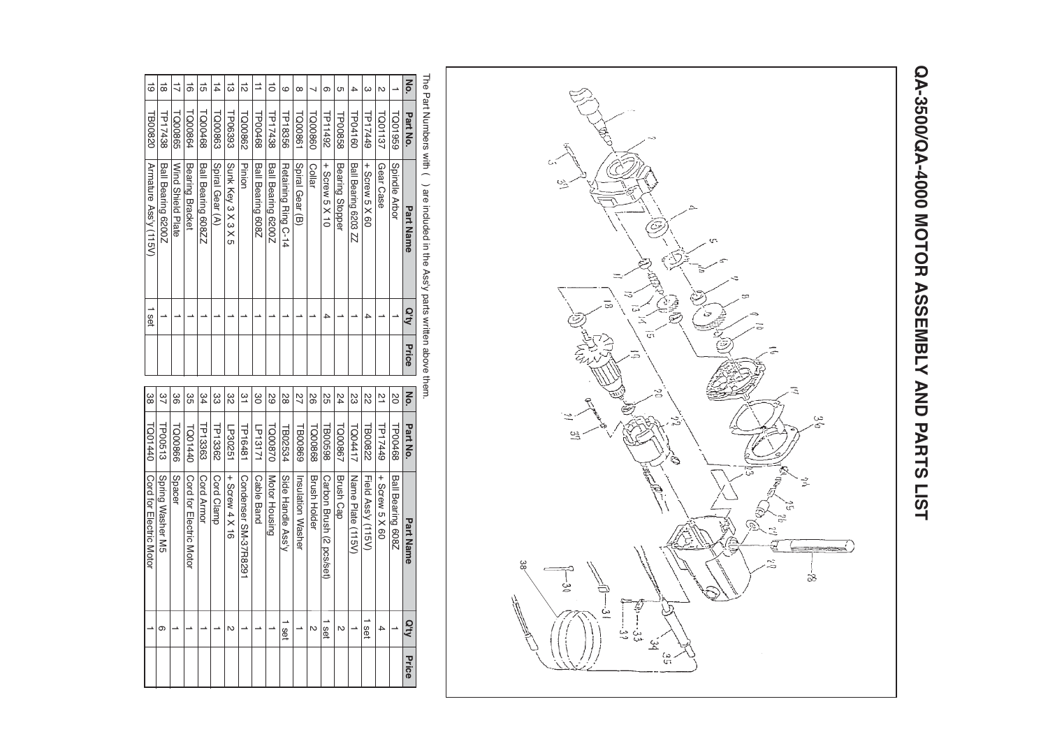# QA-3500/QA-4000 MOTOR ASSEMBLY AND PARTS LIST

The Part Numbers with ( ) are included in the Ass'y parts written above them.

| No. | Part No. | Part Name | Q'ty | Price |
|---|---|---|---|---|
| 1 | TQ01959 | Spindle Arbor | 1 | |
| 2 | TQ01137 | Gear Case | 1 | |
| 3 | TP17449 | + Screw 5 X 60 | 4 | |
| 4 | TP04160 | Ball Bearing 6203 ZZ | 1 | |
| 5 | TP00858 | Bearing Stopper | 1 | |
| 6 | TP11492 | + Screw 5 X 10 | 4 | |
| 7 | TQ00860 | Collar | 1 | |
| 8 | TQ00861 | Spiral Gear (B) | 1 | |
| 9 | TP18356 | Retaining Ring C-14 | 1 | |
| 10 | TP17438 | Ball Bearing 6200Z | 1 | |
| 11 | TP00468 | Ball Bearing 608Z | 1 | |
| 12 | TQ00862 | Pinion | 1 | |
| 13 | TP06393 | Sunk Key 3 X 3 X 5 | 1 | |
| 14 | TQ00863 | Spiral Gear (A) | 1 | |
| 15 | TQ00468 | Ball Bearing 608ZZ | 1 | |
| 16 | TQ00864 | Bearing Bracket | 1 | |
| 17 | TQ00865 | Wind Shield Plate | 1 | |
| 18 | TP17438 | Ball Bearing 6200Z | 1 | |
| 19 | TB00820 | Armature Ass'y (115V) | 1 set | |
| 20 | TP00468 | Ball Bearing 608Z | 1 | |
| 21 | TP17449 | + Screw 5 X 60 | 4 | |
| 22 | TB00822 | Field Ass'y (115V) | 1 set | |
| 23 | TQ04417 | Name Plate (115V) | 1 | |
| 24 | TQ00867 | Brush Cap | 2 | |
| 25 | TB00598 | Carbon Brush (2 pcs/set) | 1 set | |
| 26 | TQ00868 | Brush Holder | 2 | |
| 27 | TB00869 | Insulation Washer | 1 | |
| 28 | TB02534 | Side Handle Ass'y | 1 set | |
| 29 | TQ00870 | Motor Housing | 1 | |
| 30 | LP13171 | Cable Band | 1 | |
| 31 | TP16481 | Condenser SM-37R8291 | 1 | |
| 32 | LP30251 | + Screw 4 X 16 | 2 | |
| 33 | TP13362 | Cord Clamp | 1 | |
| 34 | TP13363 | Cord Armor | 1 | |
| 35 | TQ01440 | Cord for Electric Motor | 1 | |
| 36 | TQ00866 | Spacer | 1 | |
| 37 | TP00513 | Spring Washer M5 | 6 | |
| 38 | TQ01440 | Cord for Electric Motor | 1 | |